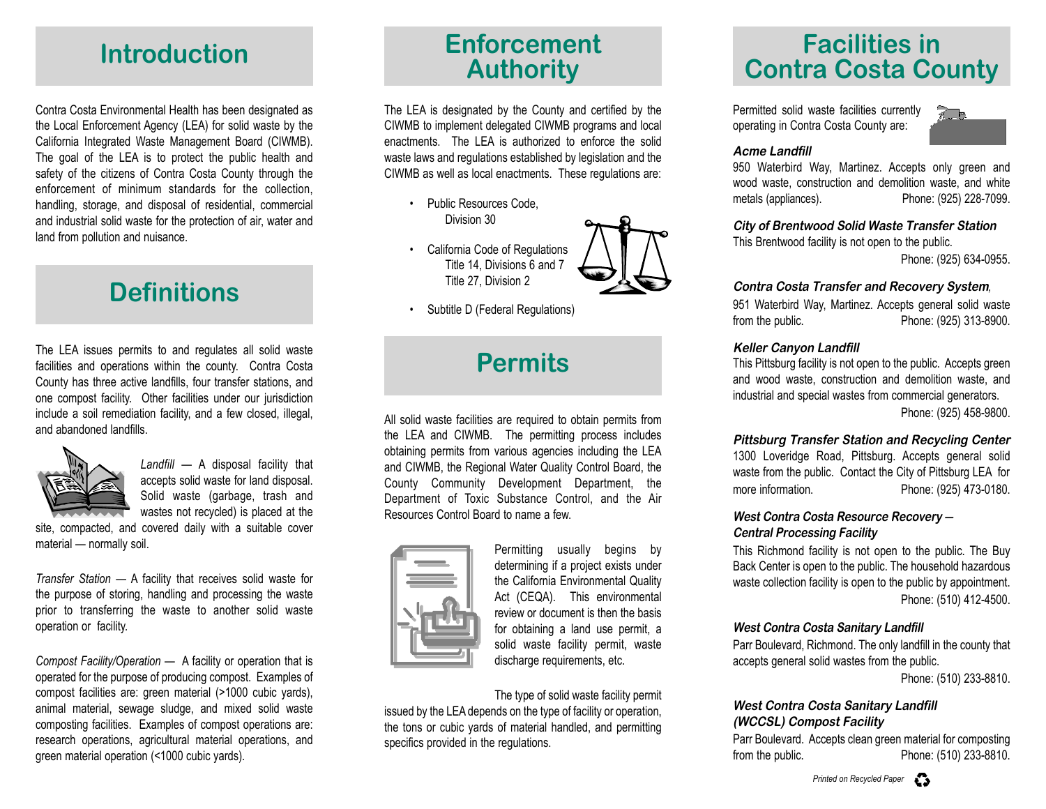## Introduction

Contra Costa Environmental Health has been designated as the Local Enforcement Agency (LEA) for solid waste by the California Integrated Waste Management Board (CIWMB). The goal of the LEA is to protect the public health and safety of the citizens of Contra Costa County through the enforcement of minimum standards for the collection, handling, storage, and disposal of residential, commercial and industrial solid waste for the protection of air, water and land from pollution and nuisance.

## Definitions

The LEA issues permits to and regulates all solid waste facilities and operations within the county. Contra Costa County has three active landfills, four transfer stations, and one compost facility. Other facilities under our jurisdiction include a soil remediation facility, and a few closed, illegal, and abandoned landfills.

*Landfill* — A disposal facility that accepts solid waste for land disposal. Solid waste (garbage, trash and wastes not recycled) is placed at the site, compacted, and covered daily with a suitable cover material — normally soil.

*Transfer Station* — A facility that receives solid waste for the purpose of storing, handling and processing the waste prior to transferring the waste to another solid waste operation or facility.

*Compost Facility/Operation* — A facility or operation that is operated for the purpose of producing compost. Examples of compost facilities are: green material (>1000 cubic yards), animal material, sewage sludge, and mixed solid waste composting facilities. Examples of compost operations are: research operations, agricultural material operations, and green material operation (<1000 cubic yards).

## Enforcement Authority

The LEA is designated by the County and certified by the CIWMB to implement delegated CIWMB programs and local enactments. The LEA is authorized to enforce the solid waste laws and regulations established by legislation and the CIWMB as well as local enactments. These regulations are:

- Public Resources Code, Division 30
- California Code of Regulations Title 14, Divisions 6 and 7 Title 27, Division 2
- Subtitle D (Federal Regulations)

## Permits

All solid waste facilities are required to obtain permits from the LEA and CIWMB. The permitting process includes obtaining permits from various agencies including the LEA and CIWMB, the Regional Water Quality Control Board, the County Community Development Department, the Department of Toxic Substance Control, and the Air Resources Control Board to name a few.

Permitting usually begins by determining if a project exists under the California Environmental Quality Act (CEQA). This environmental review or document is then the basis for obtaining a land use permit, a solid waste facility permit, waste discharge requirements, etc.

The type of solid waste facility permit issued by the LEA depends on the type of facility or operation, the tons or cubic yards of material handled, and permitting specifics provided in the regulations.

## Facilities in Contra Costa County

Permitted solid waste facilities currently operating in Contra Costa County are:

***Acme Landfill***
950 Waterbird Way, Martinez. Accepts only green and wood waste, construction and demolition waste, and white metals (appliances). Phone: (925) 228-7099.

***City of Brentwood Solid Waste Transfer Station***
This Brentwood facility is not open to the public.
Phone: (925) 634-0955.

***Contra Costa Transfer and Recovery System*,**
951 Waterbird Way, Martinez. Accepts general solid waste from the public. Phone: (925) 313-8900.

***Keller Canyon Landfill***
This Pittsburg facility is not open to the public. Accepts green and wood waste, construction and demolition waste, and industrial and special wastes from commercial generators.
Phone: (925) 458-9800.

***Pittsburg Transfer Station and Recycling Center***
1300 Loveridge Road, Pittsburg. Accepts general solid waste from the public. Contact the City of Pittsburg LEA for more information. Phone: (925) 473-0180.

***West Contra Costa Resource Recovery — Central Processing Facility***
This Richmond facility is not open to the public. The Buy Back Center is open to the public. The household hazardous waste collection facility is open to the public by appointment.
Phone: (510) 412-4500.

***West Contra Costa Sanitary Landfill***
Parr Boulevard, Richmond. The only landfill in the county that accepts general solid wastes from the public.
Phone: (510) 233-8810.

***West Contra Costa Sanitary Landfill (WCCSL) Compost Facility***
Parr Boulevard. Accepts clean green material for composting from the public. Phone: (510) 233-8810.

*Printed on Recycled Paper*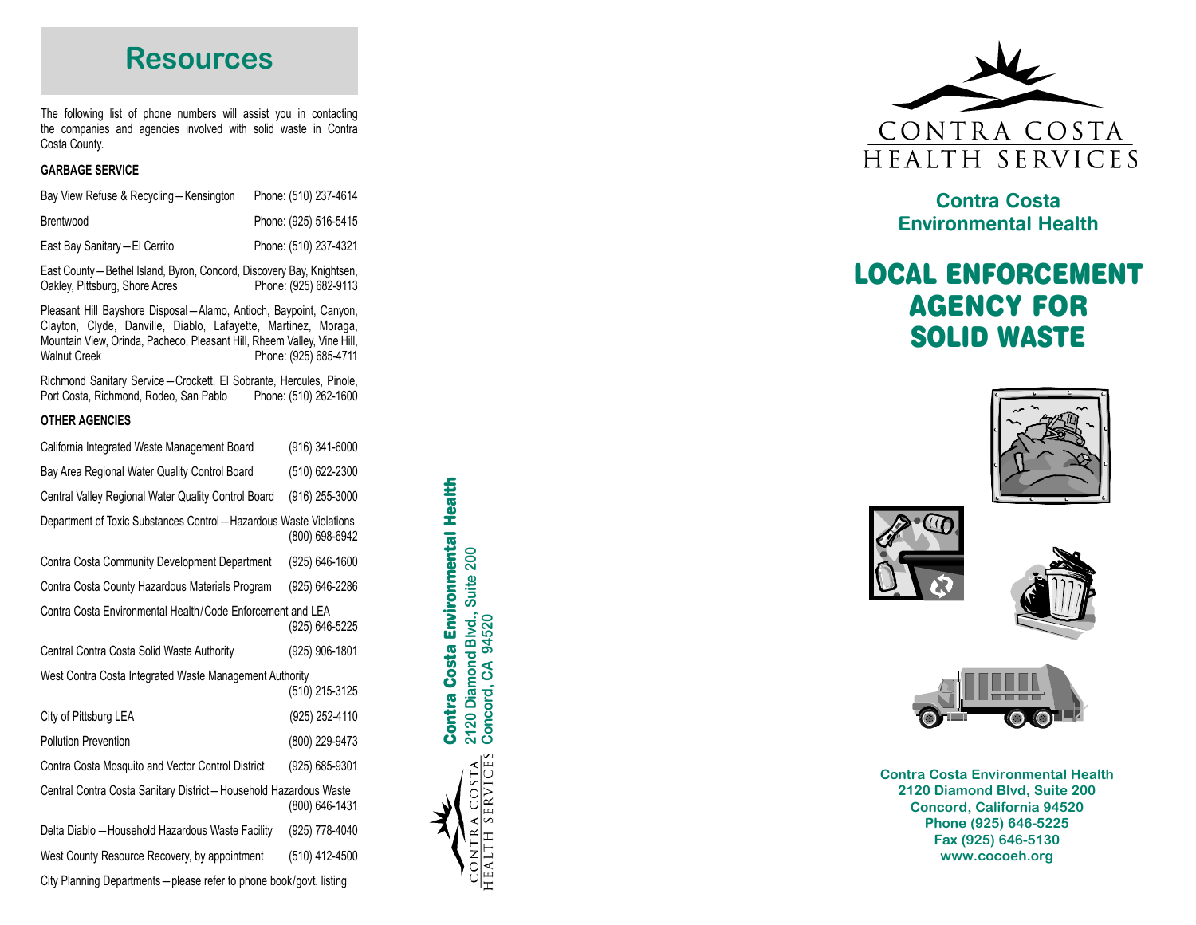# Resources

The following list of phone numbers will assist you in contacting the companies and agencies involved with solid waste in Contra Costa County.

**GARBAGE SERVICE**

Bay View Refuse & Recycling – Kensington Phone: (510) 237-4614

Brentwood Phone: (925) 516-5415

East Bay Sanitary – El Cerrito Phone: (510) 237-4321

East County – Bethel Island, Byron, Concord, Discovery Bay, Knightsen, Oakley, Pittsburg, Shore Acres Phone: (925) 682-9113

Pleasant Hill Bayshore Disposal – Alamo, Antioch, Baypoint, Canyon, Clayton, Clyde, Danville, Diablo, Lafayette, Martinez, Moraga, Mountain View, Orinda, Pacheco, Pleasant Hill, Rheem Valley, Vine Hill, Walnut Creek Phone: (925) 685-4711

Richmond Sanitary Service – Crockett, El Sobrante, Hercules, Pinole, Port Costa, Richmond, Rodeo, San Pablo Phone: (510) 262-1600

**OTHER AGENCIES**

California Integrated Waste Management Board (916) 341-6000

Bay Area Regional Water Quality Control Board (510) 622-2300

Central Valley Regional Water Quality Control Board (916) 255-3000

Department of Toxic Substances Control – Hazardous Waste Violations (800) 698-6942

Contra Costa Community Development Department (925) 646-1600

Contra Costa County Hazardous Materials Program (925) 646-2286

Contra Costa Environmental Health/Code Enforcement and LEA (925) 646-5225

Central Contra Costa Solid Waste Authority (925) 906-1801

West Contra Costa Integrated Waste Management Authority (510) 215-3125

City of Pittsburg LEA (925) 252-4110

Pollution Prevention (800) 229-9473

Contra Costa Mosquito and Vector Control District (925) 685-9301

Central Contra Costa Sanitary District – Household Hazardous Waste (800) 646-1431

Delta Diablo – Household Hazardous Waste Facility (925) 778-4040

West County Resource Recovery, by appointment (510) 412-4500

City Planning Departments – please refer to phone book/govt. listing

CONTRA COSTA HEALTH SERVICES

**Contra Costa Environmental Health**
2120 Diamond Blvd., Suite 200
Concord, CA 94520

CONTRA COSTA HEALTH SERVICES

## Contra Costa Environmental Health

# LOCAL ENFORCEMENT AGENCY FOR SOLID WASTE

**Contra Costa Environmental Health**
**2120 Diamond Blvd, Suite 200**
**Concord, California 94520**
**Phone (925) 646-5225**
**Fax (925) 646-5130**
**www.cocoeh.org**